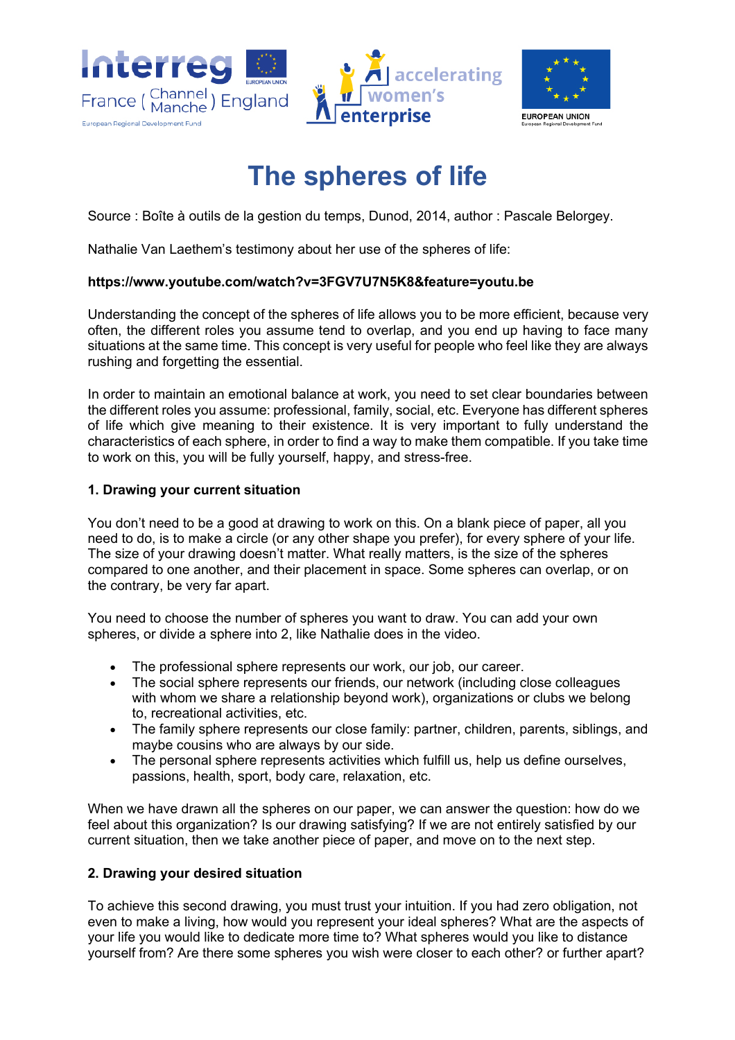# The spheres of life

Source : Boîte à outils de la gestion du temps, Dunod, 2014, author : Pascale Belorgey.

Nathalie Van Laethem's testimony about her use of the spheres of life:

**https://www.youtube.com/watch?v=3FGV7U7N5K8&feature=youtu.be**

Understanding the concept of the spheres of life allows you to be more efficient, because very often, the different roles you assume tend to overlap, and you end up having to face many situations at the same time. This concept is very useful for people who feel like they are always rushing and forgetting the essential.

In order to maintain an emotional balance at work, you need to set clear boundaries between the different roles you assume: professional, family, social, etc. Everyone has different spheres of life which give meaning to their existence. It is very important to fully understand the characteristics of each sphere, in order to find a way to make them compatible. If you take time to work on this, you will be fully yourself, happy, and stress-free.

### 1. Drawing your current situation

You don't need to be a good at drawing to work on this. On a blank piece of paper, all you need to do, is to make a circle (or any other shape you prefer), for every sphere of your life. The size of your drawing doesn't matter. What really matters, is the size of the spheres compared to one another, and their placement in space. Some spheres can overlap, or on the contrary, be very far apart.

You need to choose the number of spheres you want to draw. You can add your own spheres, or divide a sphere into 2, like Nathalie does in the video.

- The professional sphere represents our work, our job, our career.
- The social sphere represents our friends, our network (including close colleagues with whom we share a relationship beyond work), organizations or clubs we belong to, recreational activities, etc.
- The family sphere represents our close family: partner, children, parents, siblings, and maybe cousins who are always by our side.
- The personal sphere represents activities which fulfill us, help us define ourselves, passions, health, sport, body care, relaxation, etc.

When we have drawn all the spheres on our paper, we can answer the question: how do we feel about this organization? Is our drawing satisfying? If we are not entirely satisfied by our current situation, then we take another piece of paper, and move on to the next step.

### 2. Drawing your desired situation

To achieve this second drawing, you must trust your intuition. If you had zero obligation, not even to make a living, how would you represent your ideal spheres? What are the aspects of your life you would like to dedicate more time to? What spheres would you like to distance yourself from? Are there some spheres you wish were closer to each other? or further apart?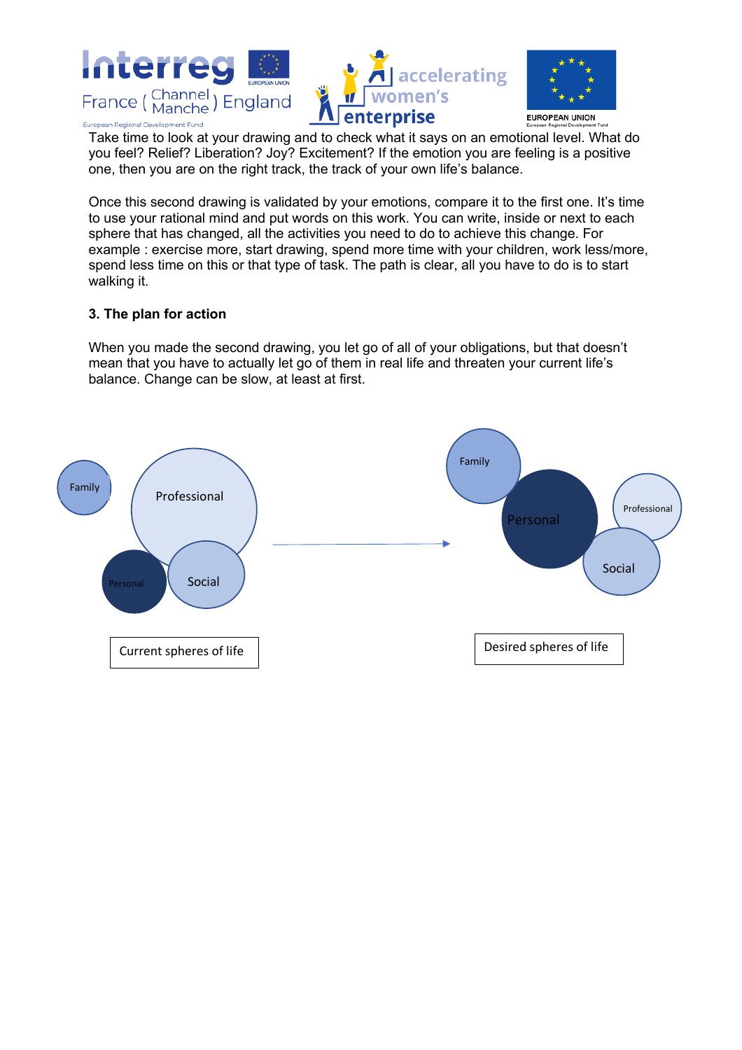Take time to look at your drawing and to check what it says on an emotional level. What do you feel? Relief? Liberation? Joy? Excitement? If the emotion you are feeling is a positive one, then you are on the right track, the track of your own life's balance.

Once this second drawing is validated by your emotions, compare it to the first one. It's time to use your rational mind and put words on this work. You can write, inside or next to each sphere that has changed, all the activities you need to do to achieve this change. For example : exercise more, start drawing, spend more time with your children, work less/more, spend less time on this or that type of task. The path is clear, all you have to do is to start walking it.

**3. The plan for action**

When you made the second drawing, you let go of all of your obligations, but that doesn't mean that you have to actually let go of them in real life and threaten your current life's balance. Change can be slow, at least at first.

Family
Professional
Personal
Social

Current spheres of life

Family
Personal
Professional
Social

Desired spheres of life